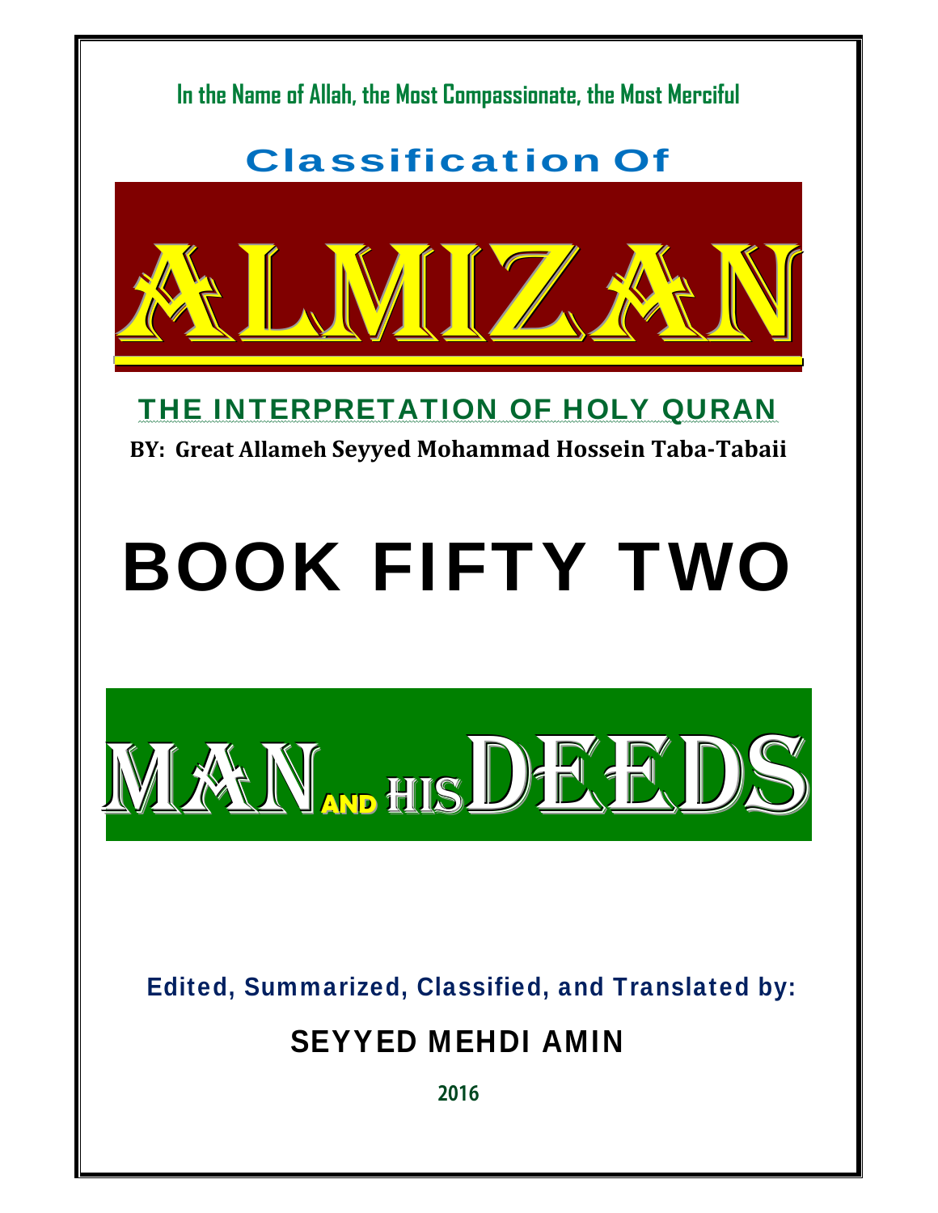**In the Name of Allah, the Most Compassionate, the Most Merciful**

## Classification Of

# ALMIZAN

## THE INTERPRETATION OF HOLY QURAN

**BY: Great Allameh Seyyed Mohammad Hossein Taba-Tabaii**

# BOOK FIFTY TWO

# MAN AND HIS DEEDS

**Edited, Summarized, Classified, and Translated by:**

**SEYYED MEHDI AMIN**

**2016**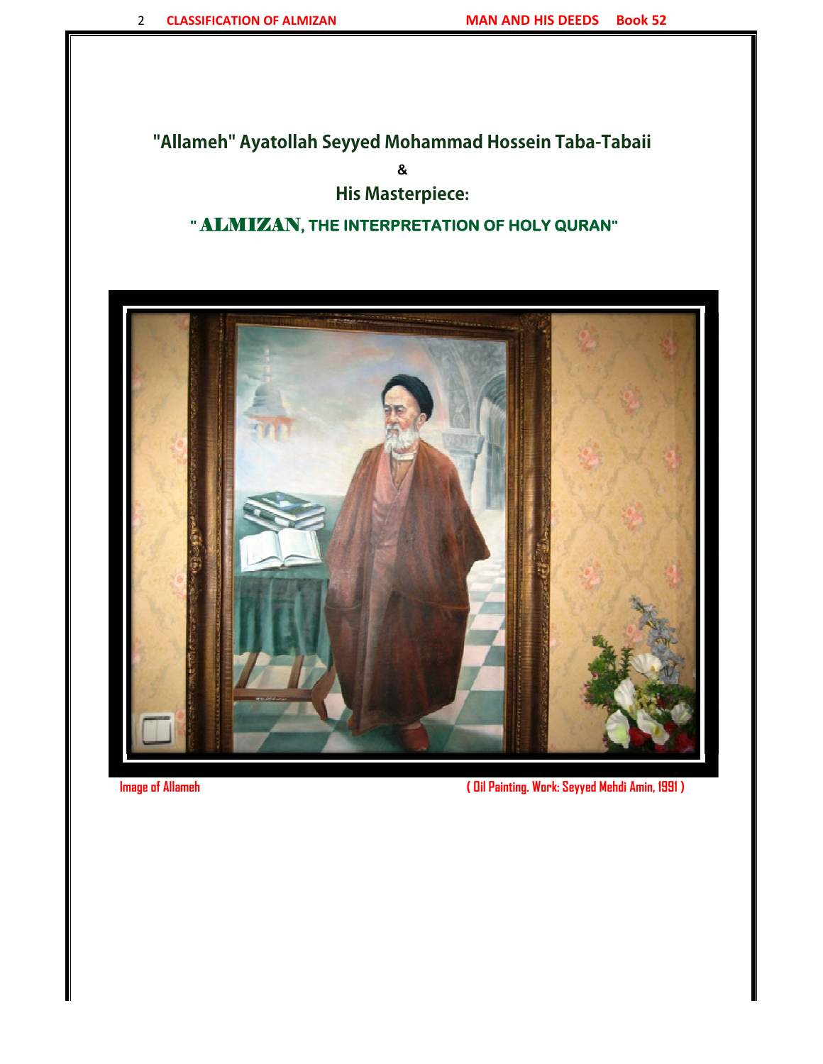# "Allameh" Ayatollah Seyyed Mohammad Hossein Taba-Tabaii

&

## His Masterpiece:

## " ALMIZAN, THE INTERPRETATION OF HOLY QURAN"

Image of Allameh ( Oil Painting. Work: Seyyed Mehdi Amin, 1991 )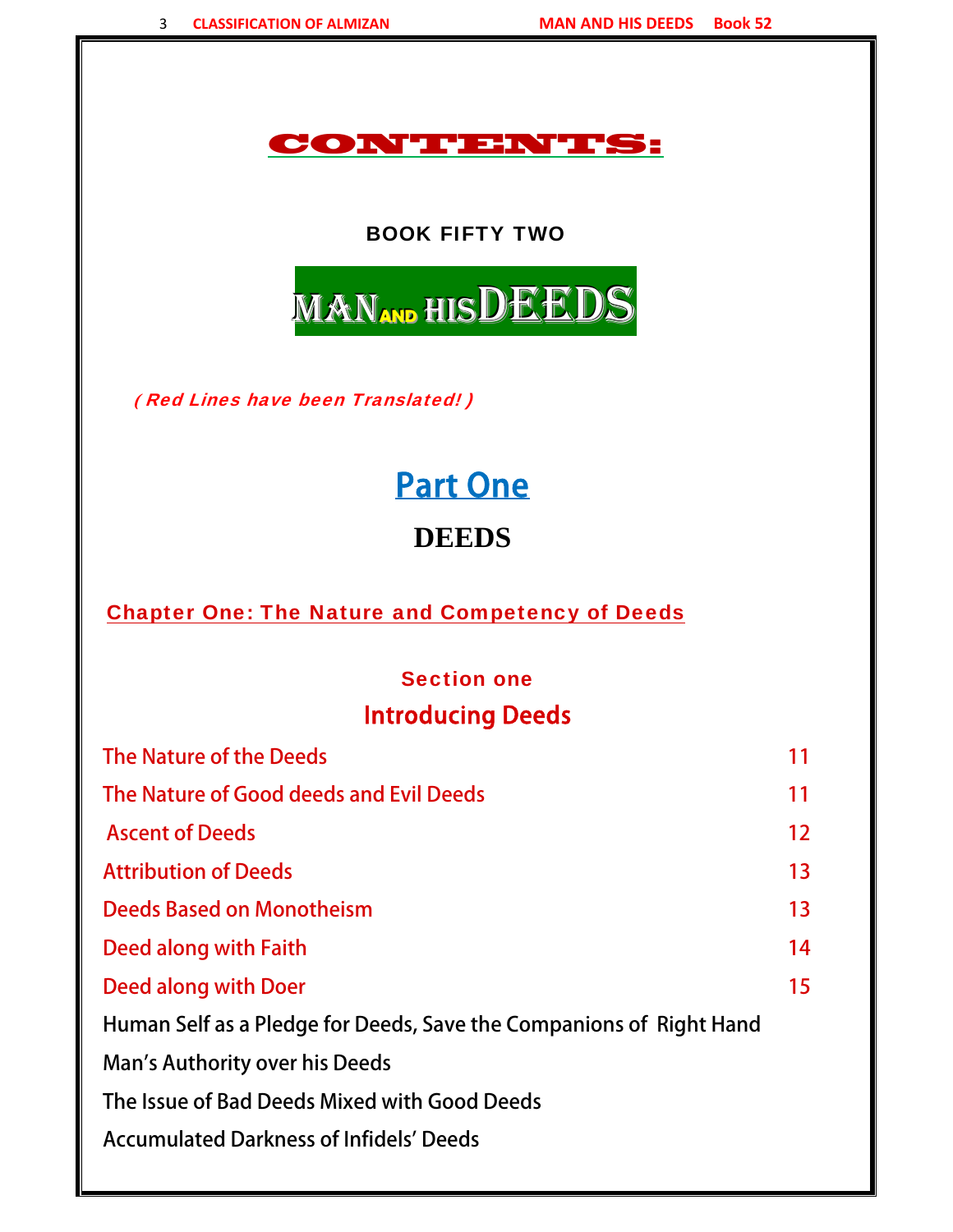# CONTENTS:

**BOOK FIFTY TWO**

## MAN AND HIS DEEDS

*( Red Lines have been Translated! )*

# Part One

## DEEDS

### Chapter One: The Nature and Competency of Deeds

**Section one**

**Introducing Deeds**

| | |
|---|---|
| The Nature of the Deeds | 11 |
| The Nature of Good deeds and Evil Deeds | 11 |
| Ascent of Deeds | 12 |
| Attribution of Deeds | 13 |
| Deeds Based on Monotheism | 13 |
| Deed along with Faith | 14 |
| Deed along with Doer | 15 |
| Human Self as a Pledge for Deeds, Save the Companions of Right Hand | |
| Man's Authority over his Deeds | |
| The Issue of Bad Deeds Mixed with Good Deeds | |
| Accumulated Darkness of Infidels' Deeds | |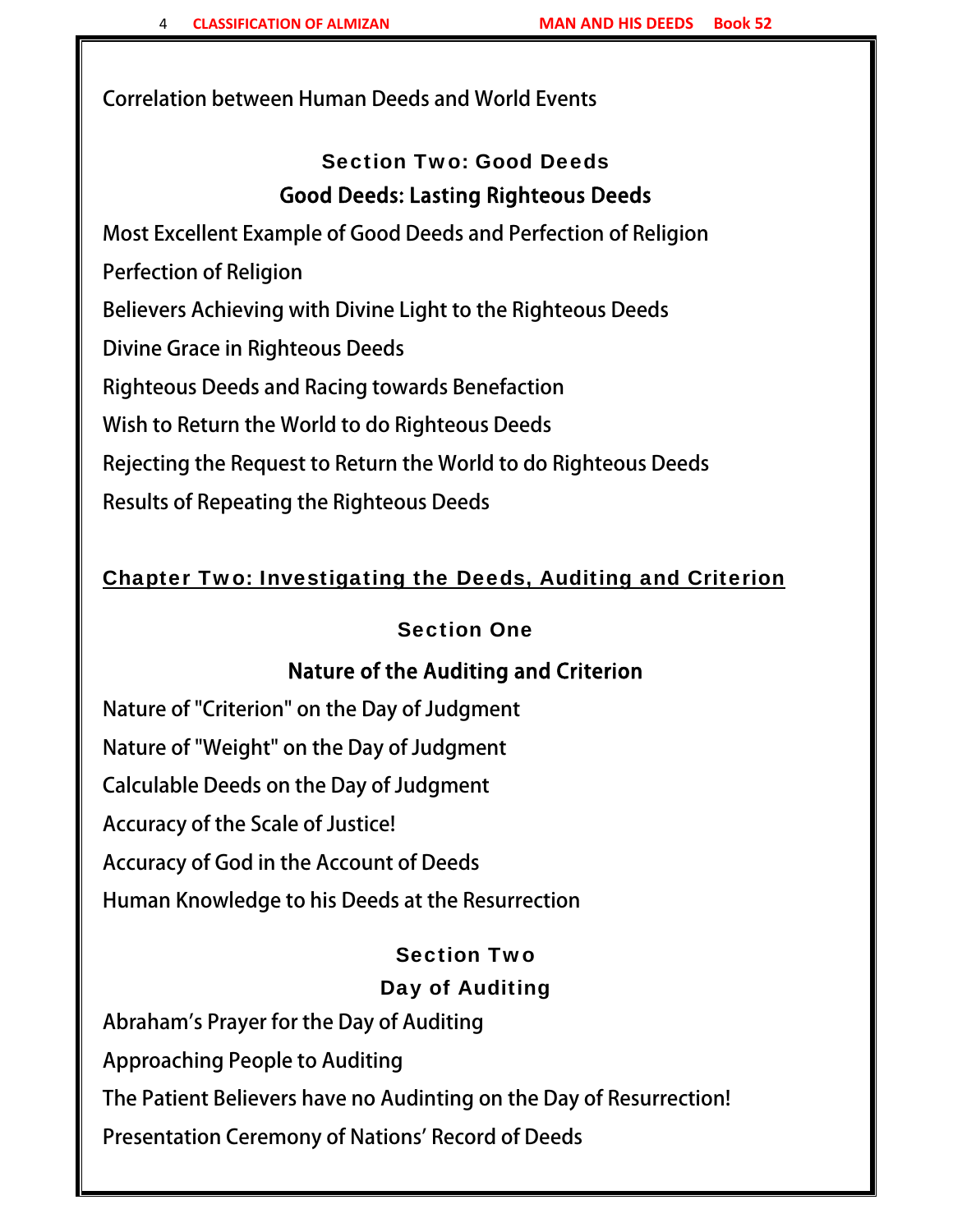Correlation between Human Deeds and World Events

### Section Two: Good Deeds

### Good Deeds: Lasting Righteous Deeds

Most Excellent Example of Good Deeds and Perfection of Religion

Perfection of Religion

Believers Achieving with Divine Light to the Righteous Deeds

Divine Grace in Righteous Deeds

Righteous Deeds and Racing towards Benefaction

Wish to Return the World to do Righteous Deeds

Rejecting the Request to Return the World to do Righteous Deeds

Results of Repeating the Righteous Deeds

## Chapter Two: Investigating the Deeds, Auditing and Criterion

### Section One

### Nature of the Auditing and Criterion

Nature of "Criterion" on the Day of Judgment

Nature of "Weight" on the Day of Judgment

Calculable Deeds on the Day of Judgment

Accuracy of the Scale of Justice!

Accuracy of God in the Account of Deeds

Human Knowledge to his Deeds at the Resurrection

### Section Two

### Day of Auditing

Abraham's Prayer for the Day of Auditing

Approaching People to Auditing

The Patient Believers have no Audinting on the Day of Resurrection!

Presentation Ceremony of Nations' Record of Deeds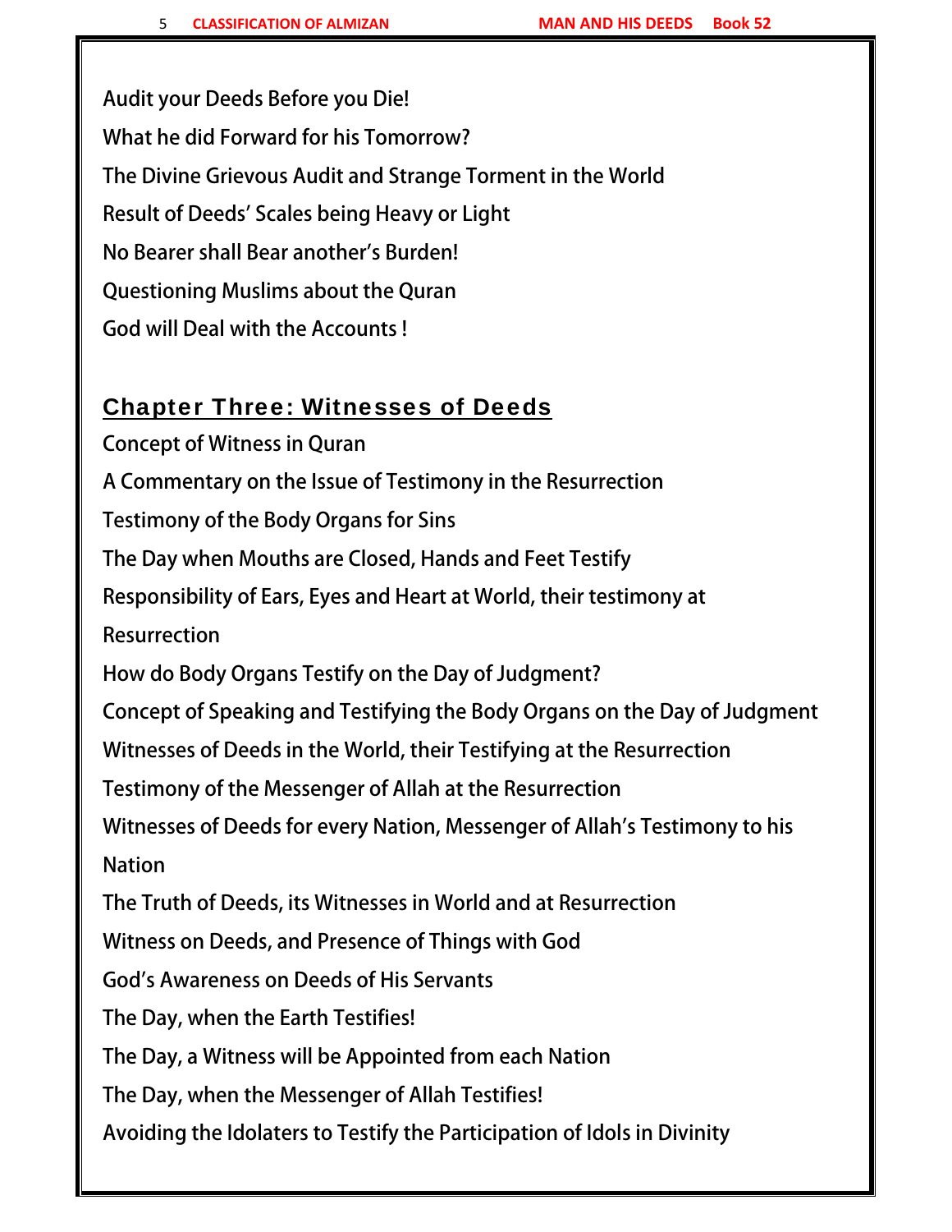Audit your Deeds Before you Die!

What he did Forward for his Tomorrow?

The Divine Grievous Audit and Strange Torment in the World

Result of Deeds' Scales being Heavy or Light

No Bearer shall Bear another's Burden!

Questioning Muslims about the Quran

God will Deal with the Accounts !

## Chapter Three: Witnesses of Deeds

Concept of Witness in Quran

A Commentary on the Issue of Testimony in the Resurrection

Testimony of the Body Organs for Sins

The Day when Mouths are Closed, Hands and Feet Testify

Responsibility of Ears, Eyes and Heart at World, their testimony at Resurrection

How do Body Organs Testify on the Day of Judgment?

Concept of Speaking and Testifying the Body Organs on the Day of Judgment

Witnesses of Deeds in the World, their Testifying at the Resurrection

Testimony of the Messenger of Allah at the Resurrection

Witnesses of Deeds for every Nation, Messenger of Allah's Testimony to his Nation

The Truth of Deeds, its Witnesses in World and at Resurrection

Witness on Deeds, and Presence of Things with God

God's Awareness on Deeds of His Servants

The Day, when the Earth Testifies!

The Day, a Witness will be Appointed from each Nation

The Day, when the Messenger of Allah Testifies!

Avoiding the Idolaters to Testify the Participation of Idols in Divinity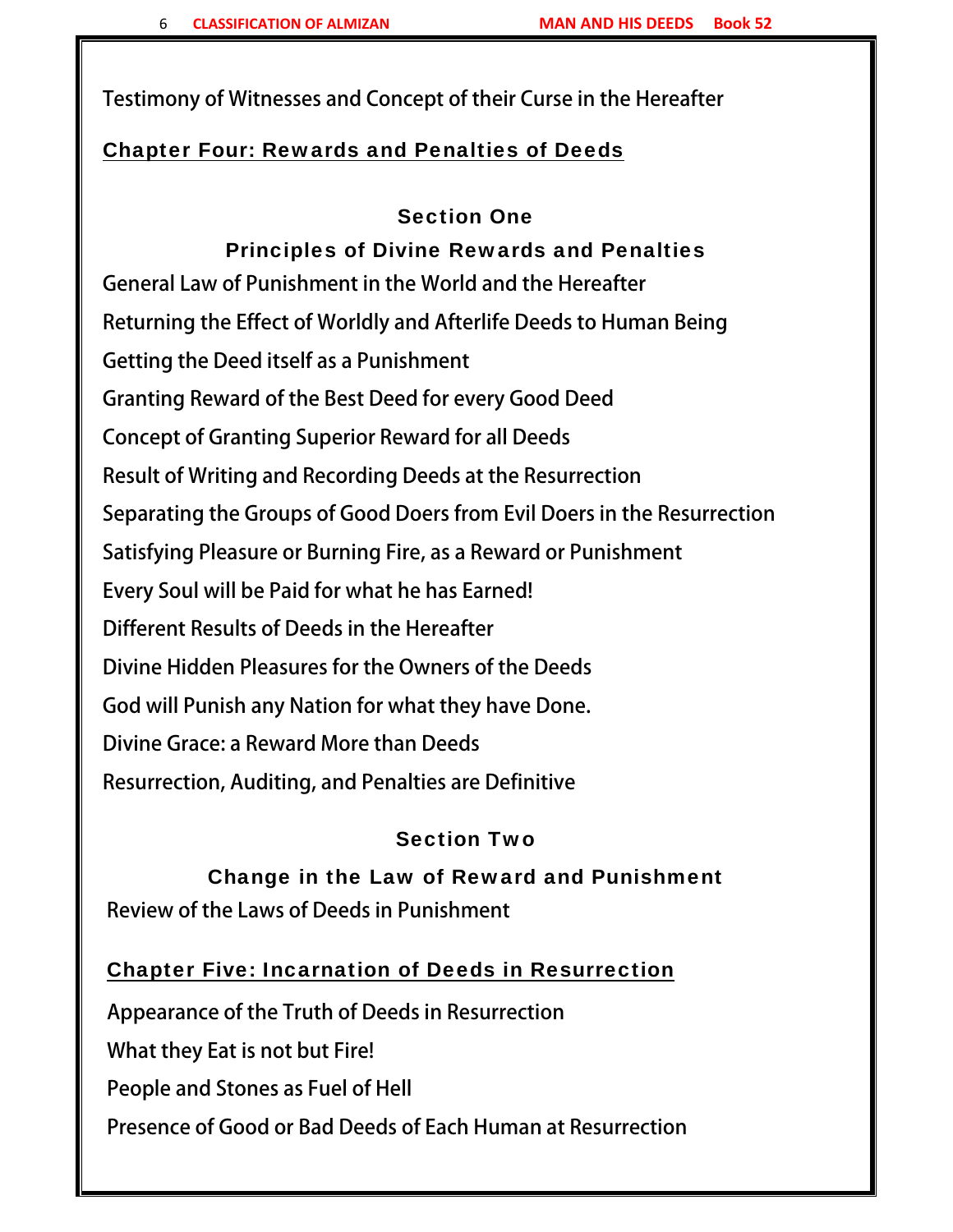Testimony of Witnesses and Concept of their Curse in the Hereafter

## Chapter Four: Rewards and Penalties of Deeds

### Section One

### Principles of Divine Rewards and Penalties

General Law of Punishment in the World and the Hereafter

Returning the Effect of Worldly and Afterlife Deeds to Human Being

Getting the Deed itself as a Punishment

Granting Reward of the Best Deed for every Good Deed

Concept of Granting Superior Reward for all Deeds

Result of Writing and Recording Deeds at the Resurrection

Separating the Groups of Good Doers from Evil Doers in the Resurrection

Satisfying Pleasure or Burning Fire, as a Reward or Punishment

Every Soul will be Paid for what he has Earned!

Different Results of Deeds in the Hereafter

Divine Hidden Pleasures for the Owners of the Deeds

God will Punish any Nation for what they have Done.

Divine Grace: a Reward More than Deeds

Resurrection, Auditing, and Penalties are Definitive

### Section Two

### Change in the Law of Reward and Punishment

Review of the Laws of Deeds in Punishment

## Chapter Five: Incarnation of Deeds in Resurrection

Appearance of the Truth of Deeds in Resurrection

What they Eat is not but Fire!

People and Stones as Fuel of Hell

Presence of Good or Bad Deeds of Each Human at Resurrection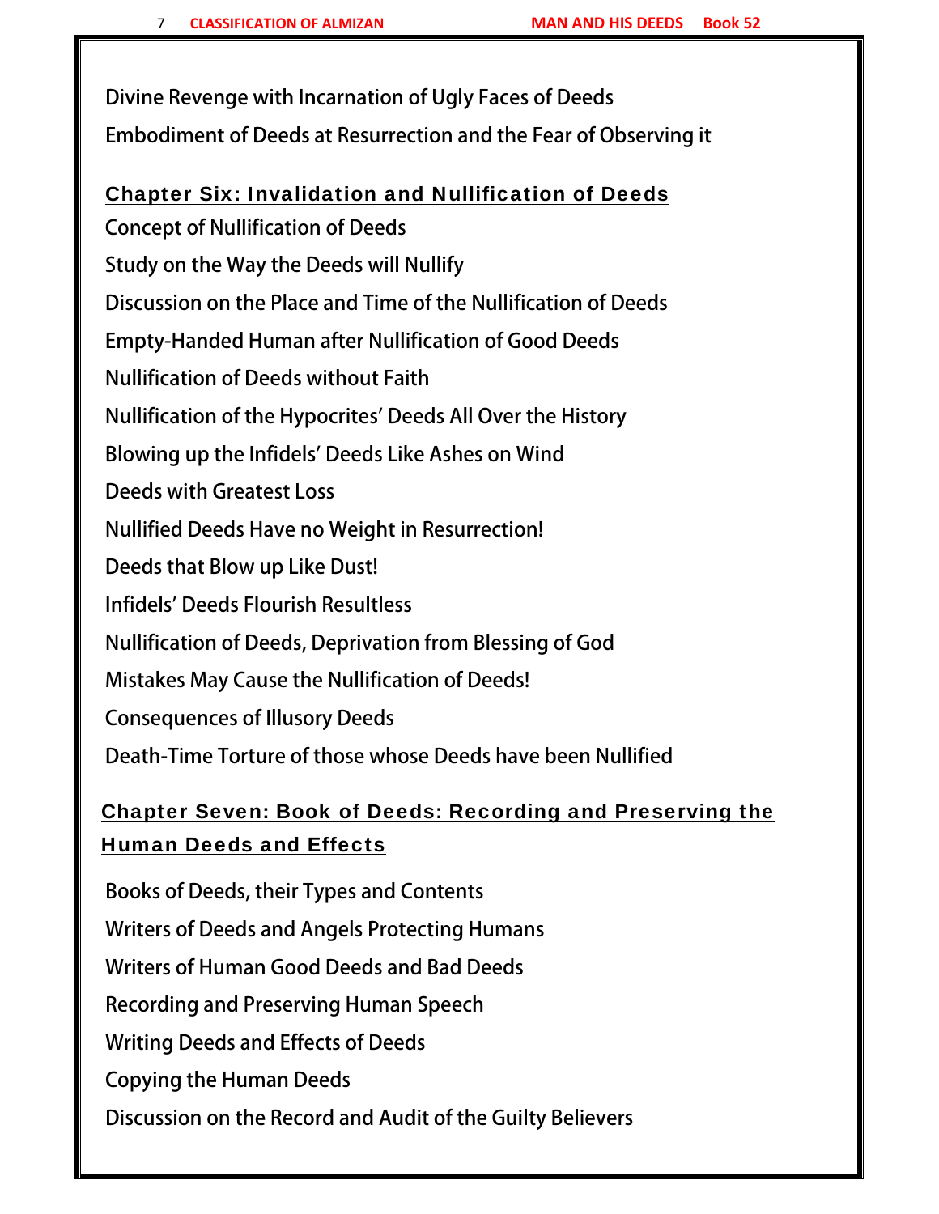Divine Revenge with Incarnation of Ugly Faces of Deeds

Embodiment of Deeds at Resurrection and the Fear of Observing it

## Chapter Six: Invalidation and Nullification of Deeds

Concept of Nullification of Deeds

Study on the Way the Deeds will Nullify

Discussion on the Place and Time of the Nullification of Deeds

Empty-Handed Human after Nullification of Good Deeds

Nullification of Deeds without Faith

Nullification of the Hypocrites' Deeds All Over the History

Blowing up the Infidels' Deeds Like Ashes on Wind

Deeds with Greatest Loss

Nullified Deeds Have no Weight in Resurrection!

Deeds that Blow up Like Dust!

Infidels' Deeds Flourish Resultless

Nullification of Deeds, Deprivation from Blessing of God

Mistakes May Cause the Nullification of Deeds!

Consequences of Illusory Deeds

Death-Time Torture of those whose Deeds have been Nullified

## Chapter Seven: Book of Deeds: Recording and Preserving the Human Deeds and Effects

Books of Deeds, their Types and Contents

Writers of Deeds and Angels Protecting Humans

Writers of Human Good Deeds and Bad Deeds

Recording and Preserving Human Speech

Writing Deeds and Effects of Deeds

Copying the Human Deeds

Discussion on the Record and Audit of the Guilty Believers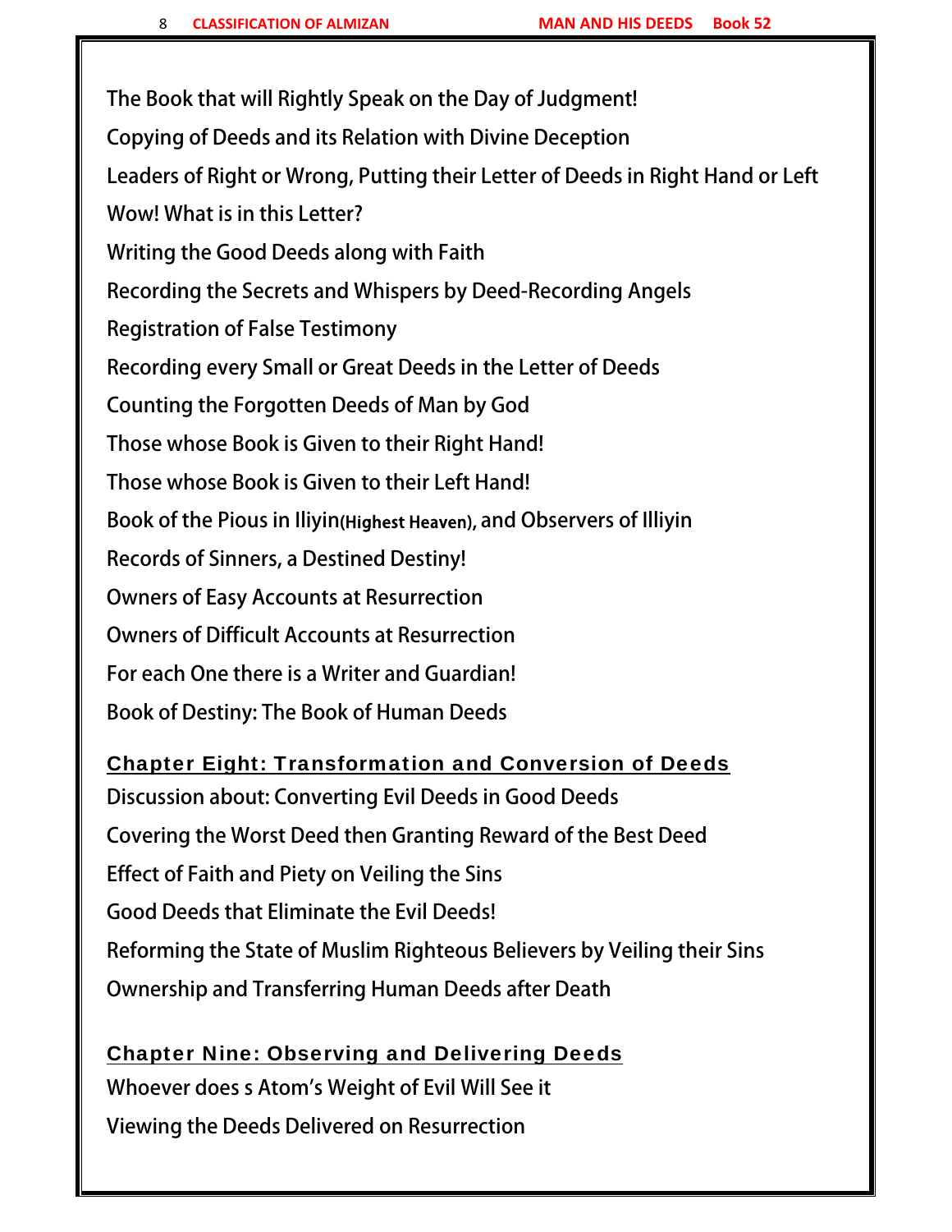The Book that will Rightly Speak on the Day of Judgment!

Copying of Deeds and its Relation with Divine Deception

Leaders of Right or Wrong, Putting their Letter of Deeds in Right Hand or Left

Wow! What is in this Letter?

Writing the Good Deeds along with Faith

Recording the Secrets and Whispers by Deed-Recording Angels

Registration of False Testimony

Recording every Small or Great Deeds in the Letter of Deeds

Counting the Forgotten Deeds of Man by God

Those whose Book is Given to their Right Hand!

Those whose Book is Given to their Left Hand!

Book of the Pious in Iliyin(Highest Heaven), and Observers of Illiyin

Records of Sinners, a Destined Destiny!

Owners of Easy Accounts at Resurrection

Owners of Difficult Accounts at Resurrection

For each One there is a Writer and Guardian!

Book of Destiny: The Book of Human Deeds

## Chapter Eight: Transformation and Conversion of Deeds

Discussion about: Converting Evil Deeds in Good Deeds

Covering the Worst Deed then Granting Reward of the Best Deed

Effect of Faith and Piety on Veiling the Sins

Good Deeds that Eliminate the Evil Deeds!

Reforming the State of Muslim Righteous Believers by Veiling their Sins

Ownership and Transferring Human Deeds after Death

## Chapter Nine: Observing and Delivering Deeds

Whoever does s Atom's Weight of Evil Will See it

Viewing the Deeds Delivered on Resurrection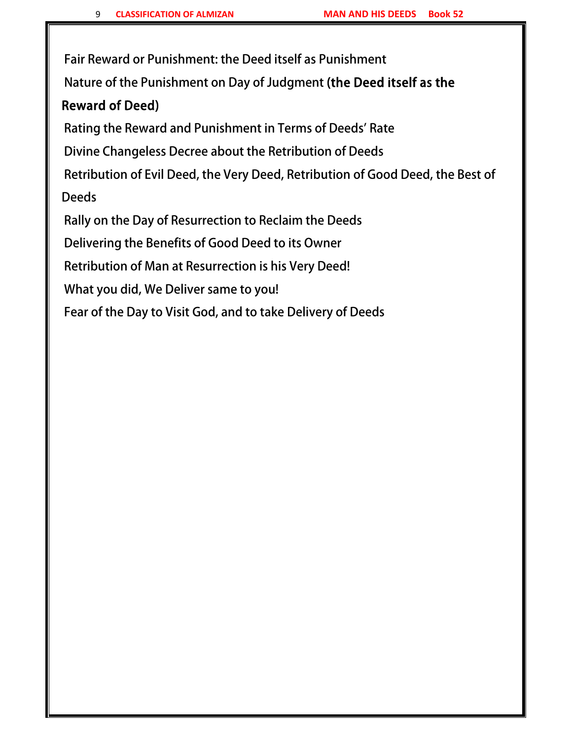Fair Reward or Punishment: the Deed itself as Punishment

Nature of the Punishment on Day of Judgment (**the Deed itself as the Reward of Deed**)

Rating the Reward and Punishment in Terms of Deeds' Rate

Divine Changeless Decree about the Retribution of Deeds

Retribution of Evil Deed, the Very Deed, Retribution of Good Deed, the Best of Deeds

Rally on the Day of Resurrection to Reclaim the Deeds

Delivering the Benefits of Good Deed to its Owner

Retribution of Man at Resurrection is his Very Deed!

What you did, We Deliver same to you!

Fear of the Day to Visit God, and to take Delivery of Deeds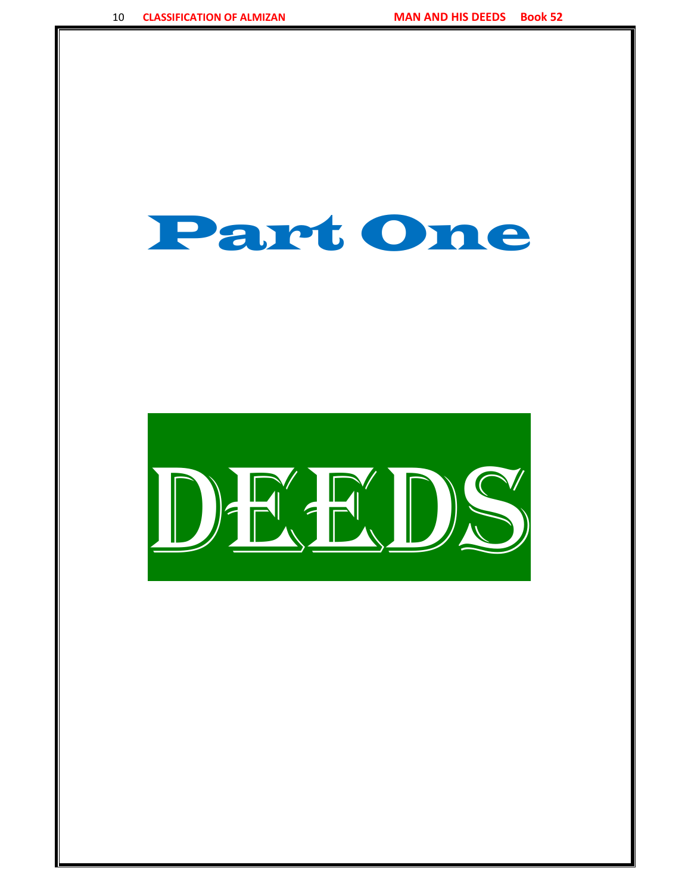# Part One

# DEEDS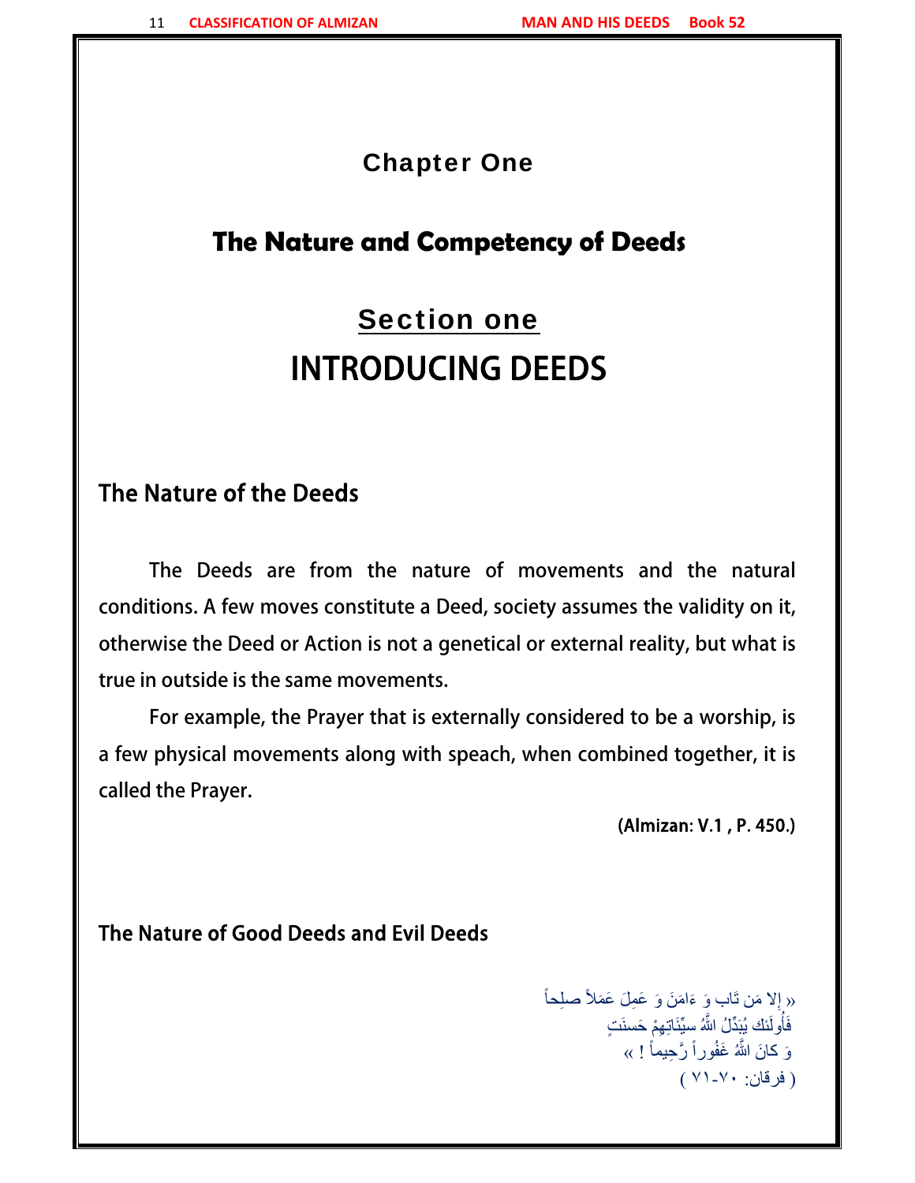## Chapter One

# The Nature and Competency of Deeds

## Section one

# INTRODUCING DEEDS

### The Nature of the Deeds

The Deeds are from the nature of movements and the natural conditions. A few moves constitute a Deed, society assumes the validity on it, otherwise the Deed or Action is not a genetical or external reality, but what is true in outside is the same movements.

For example, the Prayer that is externally considered to be a worship, is a few physical movements along with speach, when combined together, it is called the Prayer.

**(Almizan: V.1 , P. 450.)**

### The Nature of Good Deeds and Evil Deeds

« إِلا مَن تَاب وَ ءَامَنَ وَ عَمِلَ عَمَلاً صلِحاً
فَأُولَئك يُبَدِّلُ اللَّهُ سيِّئَاتِهِمْ حَسنَتٍ
وَ كانَ اللَّهُ غَفُوراً رَّحِيماً ! »
( فرقان: ٧٠-٧١ )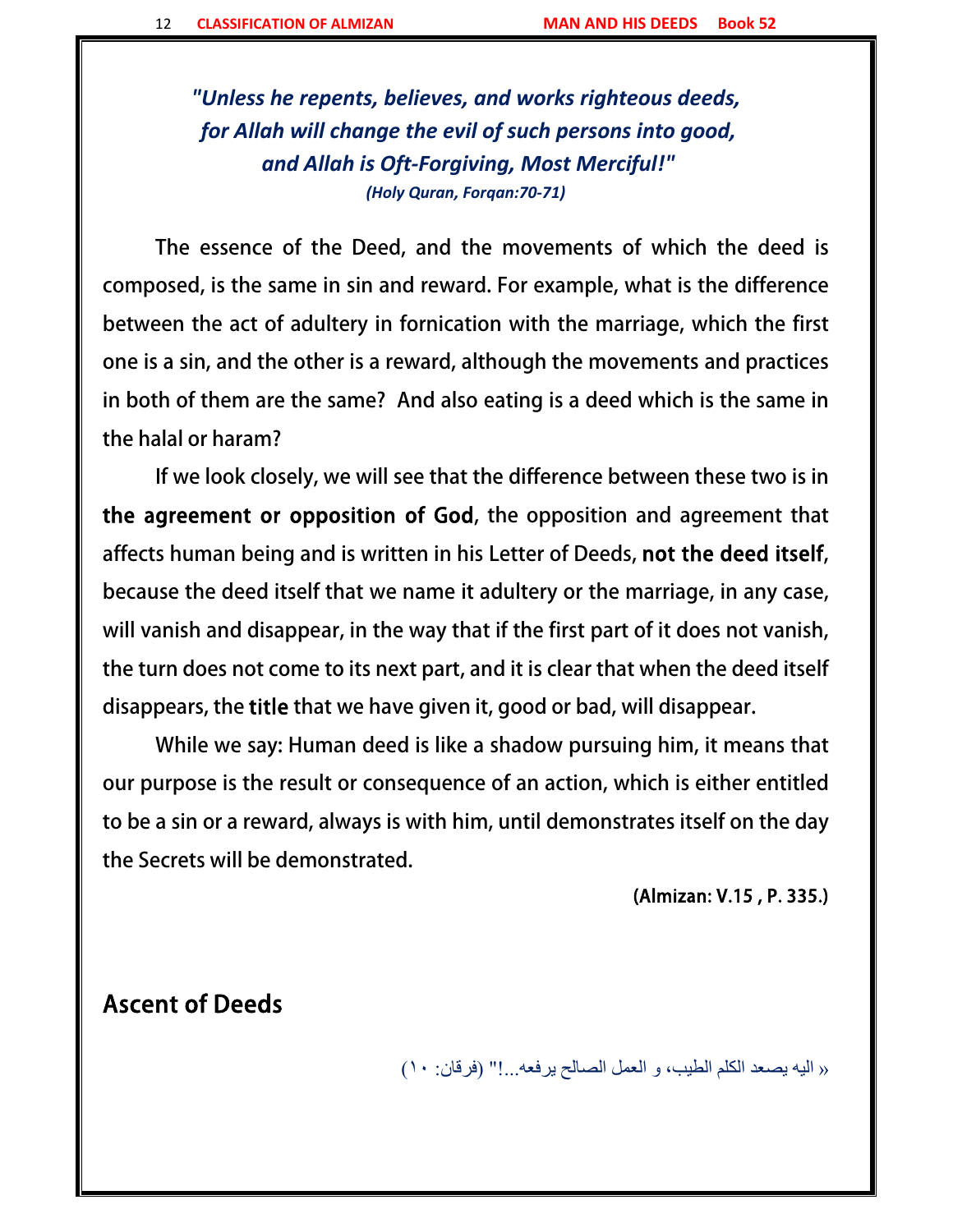*"Unless he repents, believes, and works righteous deeds, for Allah will change the evil of such persons into good, and Allah is Oft-Forgiving, Most Merciful!"*
***(Holy Quran, Forqan:70-71)***

The essence of the Deed, and the movements of which the deed is composed, is the same in sin and reward. For example, what is the difference between the act of adultery in fornication with the marriage, which the first one is a sin, and the other is a reward, although the movements and practices in both of them are the same? And also eating is a deed which is the same in the halal or haram?

If we look closely, we will see that the difference between these two is in **the agreement or opposition of God**, the opposition and agreement that affects human being and is written in his Letter of Deeds, **not the deed itself**, because the deed itself that we name it adultery or the marriage, in any case, will vanish and disappear, in the way that if the first part of it does not vanish, the turn does not come to its next part, and it is clear that when the deed itself disappears, the **title** that we have given it, good or bad, will disappear.

While we say: Human deed is like a shadow pursuing him, it means that our purpose is the result or consequence of an action, which is either entitled to be a sin or a reward, always is with him, until demonstrates itself on the day the Secrets will be demonstrated.

**(Almizan: V.15 , P. 335.)**

## Ascent of Deeds

« اليه يصعد الكلم الطيب، و العمل الصالح يرفعه...!" (فرقان: ١٠)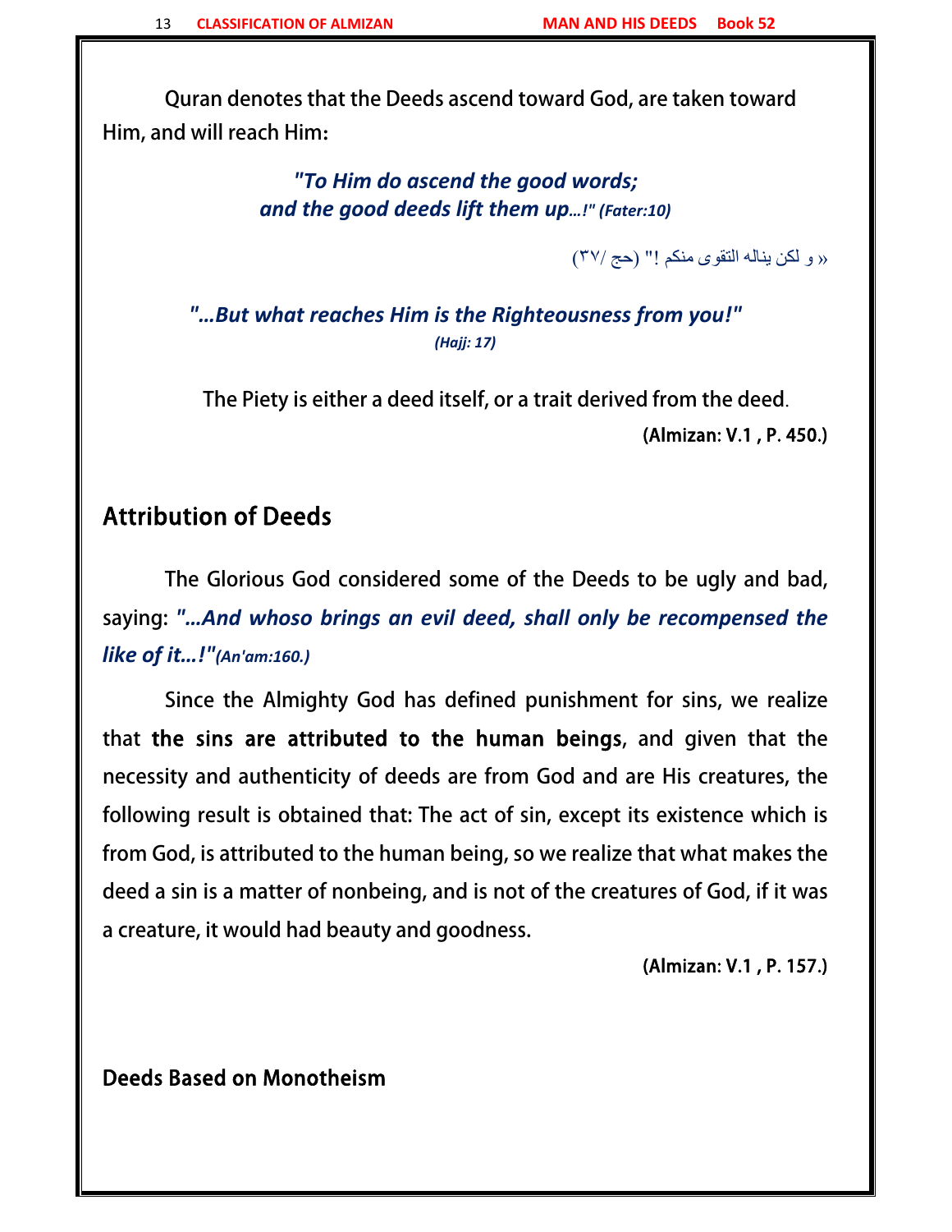Quran denotes that the Deeds ascend toward God, are taken toward Him, and will reach Him:

***"To Him do ascend the good words; and the good deeds lift them up...!" (Fater:10)***

« و لكن يناله التقوى منكم !" (حج /۳۷)

***"...But what reaches Him is the Righteousness from you!" (Hajj: 17)***

The Piety is either a deed itself, or a trait derived from the deed.

**(Almizan: V.1 , P. 450.)**

## Attribution of Deeds

The Glorious God considered some of the Deeds to be ugly and bad, saying: ***"...And whoso brings an evil deed, shall only be recompensed the like of it...!"(An'am:160.)***

Since the Almighty God has defined punishment for sins, we realize that **the sins are attributed to the human beings**, and given that the necessity and authenticity of deeds are from God and are His creatures, the following result is obtained that: The act of sin, except its existence which is from God, is attributed to the human being, so we realize that what makes the deed a sin is a matter of nonbeing, and is not of the creatures of God, if it was a creature, it would had beauty and goodness.

**(Almizan: V.1 , P. 157.)**

### Deeds Based on Monotheism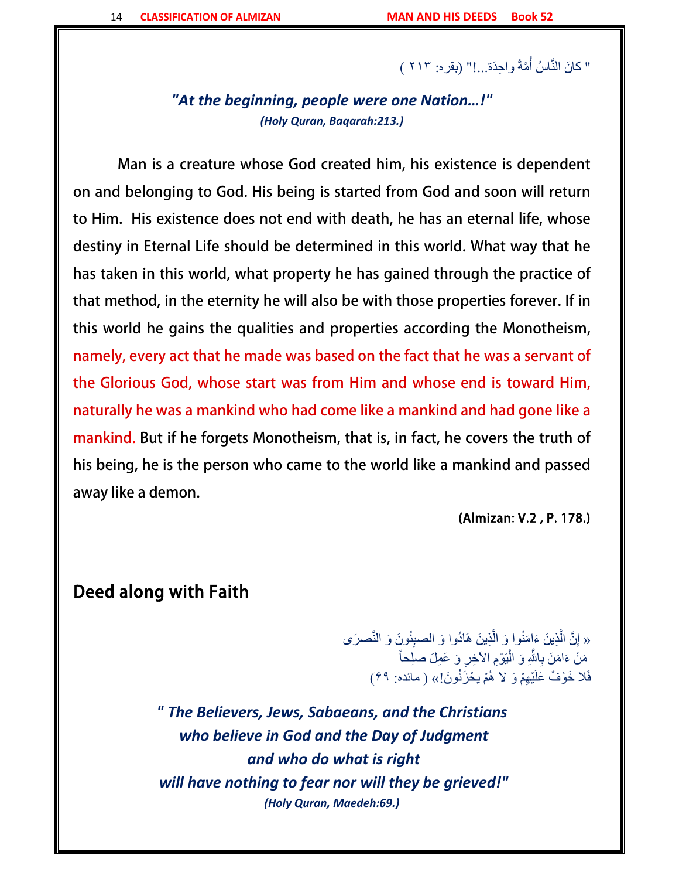" كانَ النَّاسُ أُمَّةً واحِدَة...!" (بقره: ۲۱۳ )

***"At the beginning, people were one Nation...!"***
***(Holy Quran, Baqarah:213.)***

Man is a creature whose God created him, his existence is dependent on and belonging to God. His being is started from God and soon will return to Him. His existence does not end with death, he has an eternal life, whose destiny in Eternal Life should be determined in this world. What way that he has taken in this world, what property he has gained through the practice of that method, in the eternity he will also be with those properties forever. If in this world he gains the qualities and properties according the Monotheism, namely, every act that he made was based on the fact that he was a servant of the Glorious God, whose start was from Him and whose end is toward Him, naturally he was a mankind who had come like a mankind and had gone like a mankind. But if he forgets Monotheism, that is, in fact, he covers the truth of his being, he is the person who came to the world like a mankind and passed away like a demon.

**(Almizan: V.2 , P. 178.)**

## Deed along with Faith

« إنَّ الَّذِينَ ءَامَنُوا وَ الَّذِينَ هَادُوا وَ الصبِئُونَ وَ النَّصرَى
مَنْ ءَامَنَ بِاللَّهِ وَ الْيَوْمِ الآخِرِ وَ عَمِلَ صلِحاً
فَلا خَوْفٌ عَلَيْهِمْ وَ لا هُمْ يحْزَنُونَ!» ( مائده: ۶۹)

***" The Believers, Jews, Sabaeans, and the Christians***
***who believe in God and the Day of Judgment***
***and who do what is right***
***will have nothing to fear nor will they be grieved!"***
***(Holy Quran, Maedeh:69.)***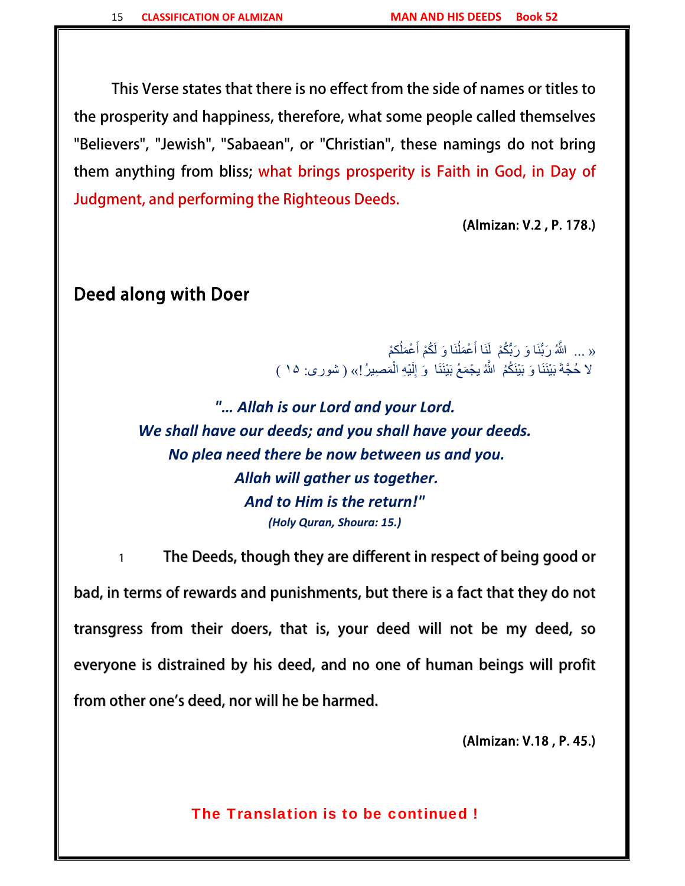This Verse states that there is no effect from the side of names or titles to the prosperity and happiness, therefore, what some people called themselves "Believers", "Jewish", "Sabaean", or "Christian", these namings do not bring them anything from bliss; what brings prosperity is Faith in God, in Day of Judgment, and performing the Righteous Deeds.

(Almizan: V.2 , P. 178.)

## Deed along with Doer

« ... اللَّهُ رَبُّنَا وَ رَبُّكُمْ لَنَا أَعْمَلُنَا وَ لَكُمْ أَعْمَلُكُمْ
لا حُجَّةَ بَيْنَنَا وَ بَيْنَكُمُ اللَّهُ يجْمَعُ بَيْنَنَا وَ إِلَيْهِ الْمَصِيرُ!» ( شورى: ١٥ )

***"... Allah is our Lord and your Lord.***
***We shall have our deeds; and you shall have your deeds.***
***No plea need there be now between us and you.***
***Allah will gather us together.***
***And to Him is the return!"***
***(Holy Quran, Shoura: 15.)***

1 The Deeds, though they are different in respect of being good or bad, in terms of rewards and punishments, but there is a fact that they do not transgress from their doers, that is, your deed will not be my deed, so everyone is distrained by his deed, and no one of human beings will profit from other one's deed, nor will he be harmed.

(Almizan: V.18 , P. 45.)

**The Translation is to be continued !**